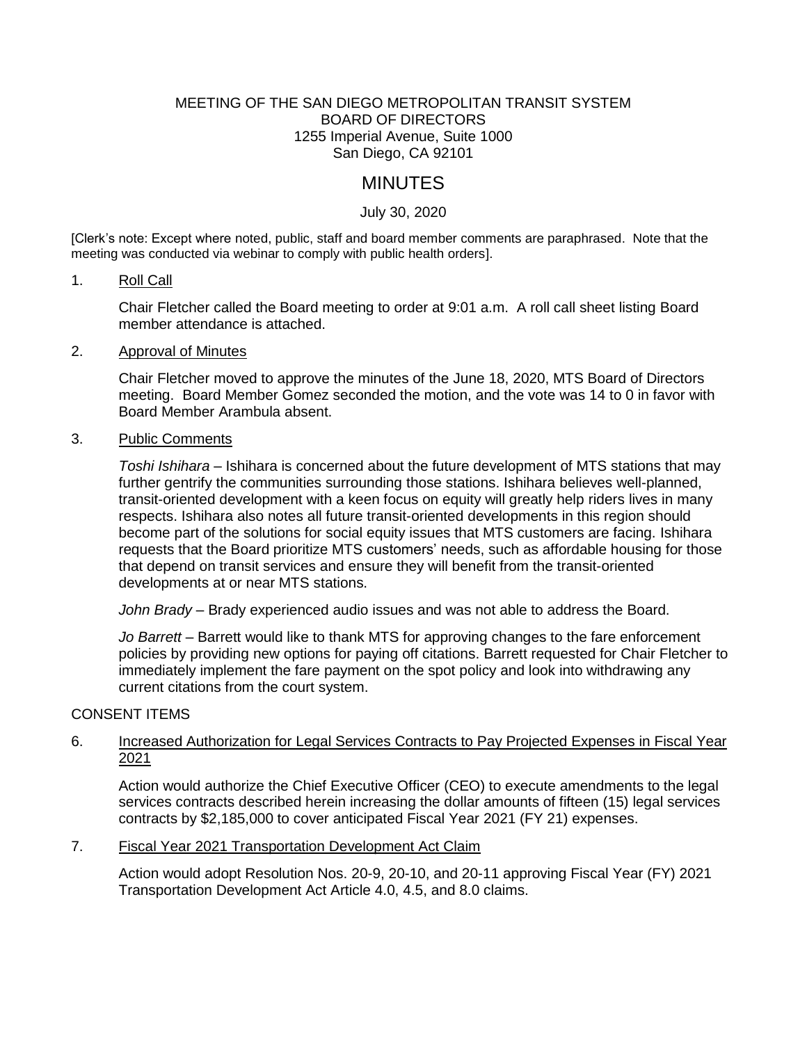MEETING OF THE SAN DIEGO METROPOLITAN TRANSIT SYSTEM
BOARD OF DIRECTORS
1255 Imperial Avenue, Suite 1000
San Diego, CA 92101

# MINUTES

July 30, 2020

[Clerk's note: Except where noted, public, staff and board member comments are paraphrased. Note that the meeting was conducted via webinar to comply with public health orders].

1. Roll Call

   Chair Fletcher called the Board meeting to order at 9:01 a.m. A roll call sheet listing Board member attendance is attached.

2. Approval of Minutes

   Chair Fletcher moved to approve the minutes of the June 18, 2020, MTS Board of Directors meeting. Board Member Gomez seconded the motion, and the vote was 14 to 0 in favor with Board Member Arambula absent.

3. Public Comments

   *Toshi Ishihara* – Ishihara is concerned about the future development of MTS stations that may further gentrify the communities surrounding those stations. Ishihara believes well-planned, transit-oriented development with a keen focus on equity will greatly help riders lives in many respects. Ishihara also notes all future transit-oriented developments in this region should become part of the solutions for social equity issues that MTS customers are facing. Ishihara requests that the Board prioritize MTS customers' needs, such as affordable housing for those that depend on transit services and ensure they will benefit from the transit-oriented developments at or near MTS stations.

   *John Brady* – Brady experienced audio issues and was not able to address the Board.

   *Jo Barrett* – Barrett would like to thank MTS for approving changes to the fare enforcement policies by providing new options for paying off citations. Barrett requested for Chair Fletcher to immediately implement the fare payment on the spot policy and look into withdrawing any current citations from the court system.

CONSENT ITEMS

6. Increased Authorization for Legal Services Contracts to Pay Projected Expenses in Fiscal Year 2021

   Action would authorize the Chief Executive Officer (CEO) to execute amendments to the legal services contracts described herein increasing the dollar amounts of fifteen (15) legal services contracts by $2,185,000 to cover anticipated Fiscal Year 2021 (FY 21) expenses.

7. Fiscal Year 2021 Transportation Development Act Claim

   Action would adopt Resolution Nos. 20-9, 20-10, and 20-11 approving Fiscal Year (FY) 2021 Transportation Development Act Article 4.0, 4.5, and 8.0 claims.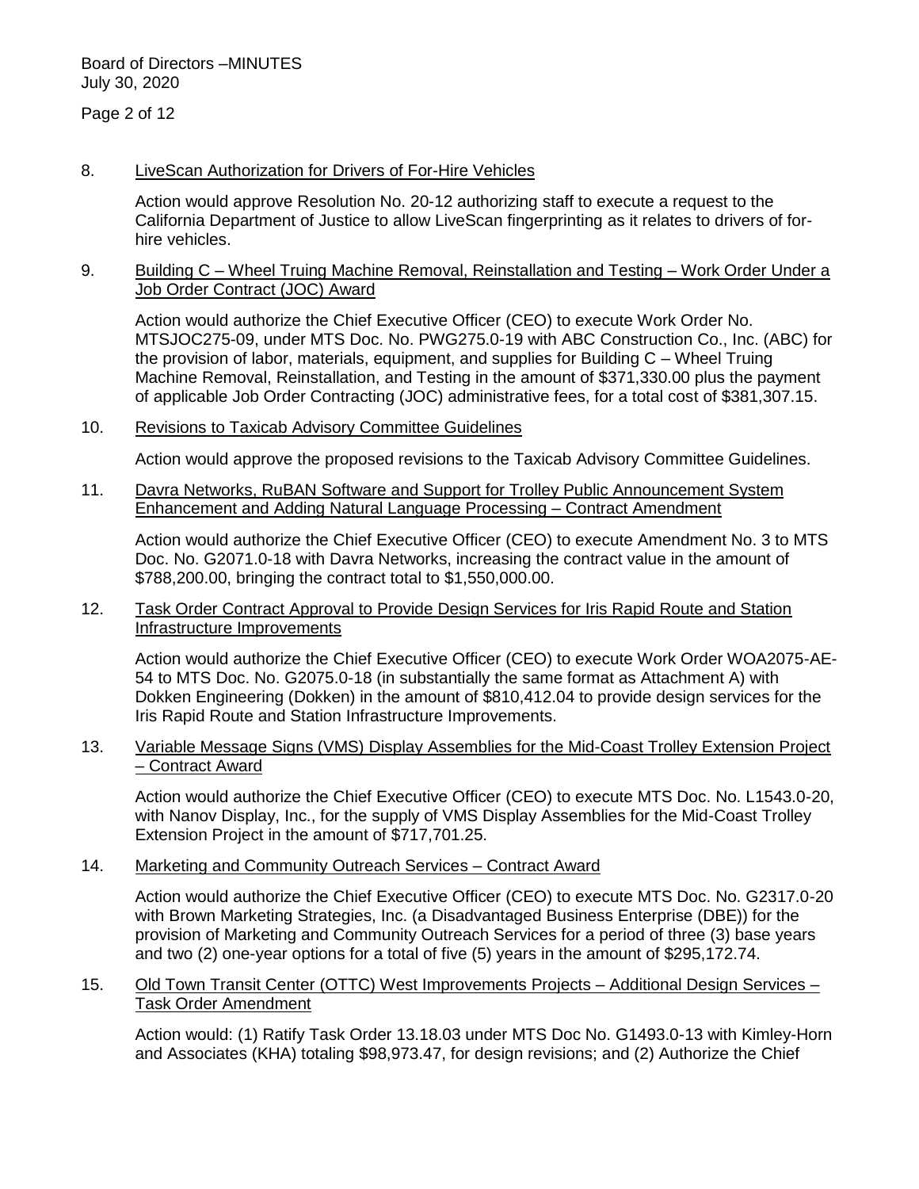8. LiveScan Authorization for Drivers of For-Hire Vehicles

   Action would approve Resolution No. 20-12 authorizing staff to execute a request to the California Department of Justice to allow LiveScan fingerprinting as it relates to drivers of for-hire vehicles.

9. Building C – Wheel Truing Machine Removal, Reinstallation and Testing – Work Order Under a Job Order Contract (JOC) Award

   Action would authorize the Chief Executive Officer (CEO) to execute Work Order No. MTSJOC275-09, under MTS Doc. No. PWG275.0-19 with ABC Construction Co., Inc. (ABC) for the provision of labor, materials, equipment, and supplies for Building C – Wheel Truing Machine Removal, Reinstallation, and Testing in the amount of $371,330.00 plus the payment of applicable Job Order Contracting (JOC) administrative fees, for a total cost of $381,307.15.

10. Revisions to Taxicab Advisory Committee Guidelines

    Action would approve the proposed revisions to the Taxicab Advisory Committee Guidelines.

11. Davra Networks, RuBAN Software and Support for Trolley Public Announcement System Enhancement and Adding Natural Language Processing – Contract Amendment

    Action would authorize the Chief Executive Officer (CEO) to execute Amendment No. 3 to MTS Doc. No. G2071.0-18 with Davra Networks, increasing the contract value in the amount of $788,200.00, bringing the contract total to $1,550,000.00.

12. Task Order Contract Approval to Provide Design Services for Iris Rapid Route and Station Infrastructure Improvements

    Action would authorize the Chief Executive Officer (CEO) to execute Work Order WOA2075-AE-54 to MTS Doc. No. G2075.0-18 (in substantially the same format as Attachment A) with Dokken Engineering (Dokken) in the amount of $810,412.04 to provide design services for the Iris Rapid Route and Station Infrastructure Improvements.

13. Variable Message Signs (VMS) Display Assemblies for the Mid-Coast Trolley Extension Project – Contract Award

    Action would authorize the Chief Executive Officer (CEO) to execute MTS Doc. No. L1543.0-20, with Nanov Display, Inc., for the supply of VMS Display Assemblies for the Mid-Coast Trolley Extension Project in the amount of $717,701.25.

14. Marketing and Community Outreach Services – Contract Award

    Action would authorize the Chief Executive Officer (CEO) to execute MTS Doc. No. G2317.0-20 with Brown Marketing Strategies, Inc. (a Disadvantaged Business Enterprise (DBE)) for the provision of Marketing and Community Outreach Services for a period of three (3) base years and two (2) one-year options for a total of five (5) years in the amount of $295,172.74.

15. Old Town Transit Center (OTTC) West Improvements Projects – Additional Design Services – Task Order Amendment

    Action would: (1) Ratify Task Order 13.18.03 under MTS Doc No. G1493.0-13 with Kimley-Horn and Associates (KHA) totaling $98,973.47, for design revisions; and (2) Authorize the Chief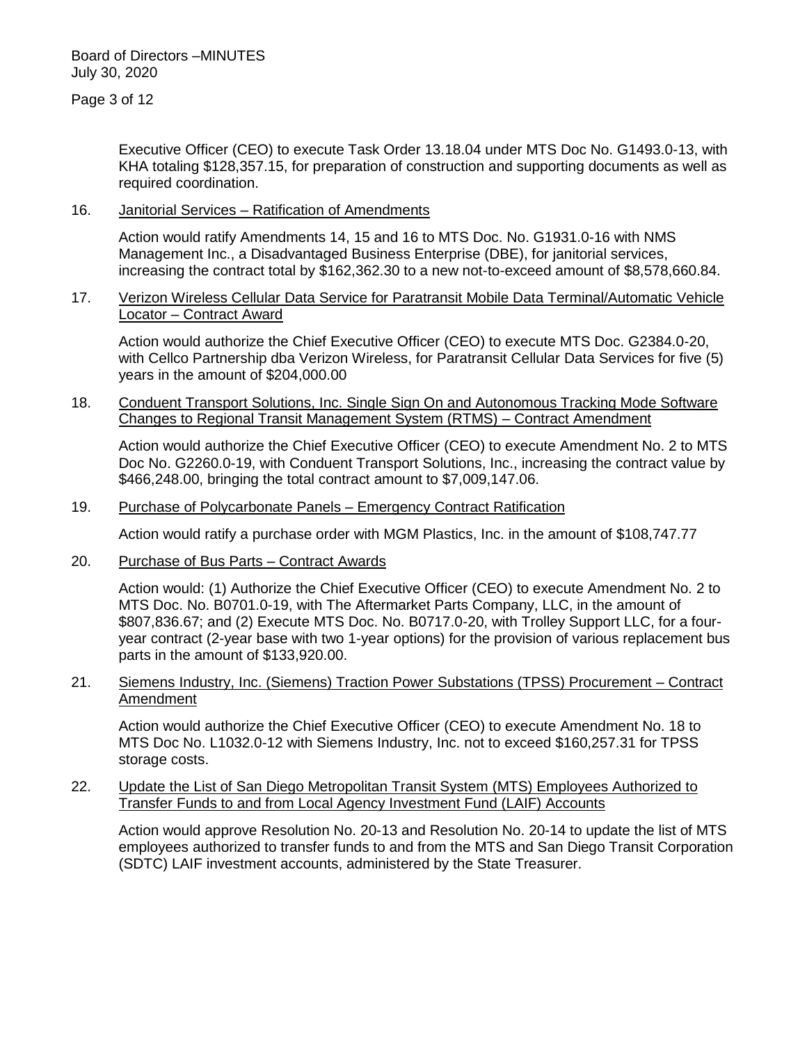Executive Officer (CEO) to execute Task Order 13.18.04 under MTS Doc No. G1493.0-13, with KHA totaling $128,357.15, for preparation of construction and supporting documents as well as required coordination.

16. Janitorial Services – Ratification of Amendments

    Action would ratify Amendments 14, 15 and 16 to MTS Doc. No. G1931.0-16 with NMS Management Inc., a Disadvantaged Business Enterprise (DBE), for janitorial services, increasing the contract total by $162,362.30 to a new not-to-exceed amount of $8,578,660.84.

17. Verizon Wireless Cellular Data Service for Paratransit Mobile Data Terminal/Automatic Vehicle Locator – Contract Award

    Action would authorize the Chief Executive Officer (CEO) to execute MTS Doc. G2384.0-20, with Cellco Partnership dba Verizon Wireless, for Paratransit Cellular Data Services for five (5) years in the amount of $204,000.00

18. Conduent Transport Solutions, Inc. Single Sign On and Autonomous Tracking Mode Software Changes to Regional Transit Management System (RTMS) – Contract Amendment

    Action would authorize the Chief Executive Officer (CEO) to execute Amendment No. 2 to MTS Doc No. G2260.0-19, with Conduent Transport Solutions, Inc., increasing the contract value by $466,248.00, bringing the total contract amount to $7,009,147.06.

19. Purchase of Polycarbonate Panels – Emergency Contract Ratification

    Action would ratify a purchase order with MGM Plastics, Inc. in the amount of $108,747.77

20. Purchase of Bus Parts – Contract Awards

    Action would: (1) Authorize the Chief Executive Officer (CEO) to execute Amendment No. 2 to MTS Doc. No. B0701.0-19, with The Aftermarket Parts Company, LLC, in the amount of $807,836.67; and (2) Execute MTS Doc. No. B0717.0-20, with Trolley Support LLC, for a four-year contract (2-year base with two 1-year options) for the provision of various replacement bus parts in the amount of $133,920.00.

21. Siemens Industry, Inc. (Siemens) Traction Power Substations (TPSS) Procurement – Contract Amendment

    Action would authorize the Chief Executive Officer (CEO) to execute Amendment No. 18 to MTS Doc No. L1032.0-12 with Siemens Industry, Inc. not to exceed $160,257.31 for TPSS storage costs.

22. Update the List of San Diego Metropolitan Transit System (MTS) Employees Authorized to Transfer Funds to and from Local Agency Investment Fund (LAIF) Accounts

    Action would approve Resolution No. 20-13 and Resolution No. 20-14 to update the list of MTS employees authorized to transfer funds to and from the MTS and San Diego Transit Corporation (SDTC) LAIF investment accounts, administered by the State Treasurer.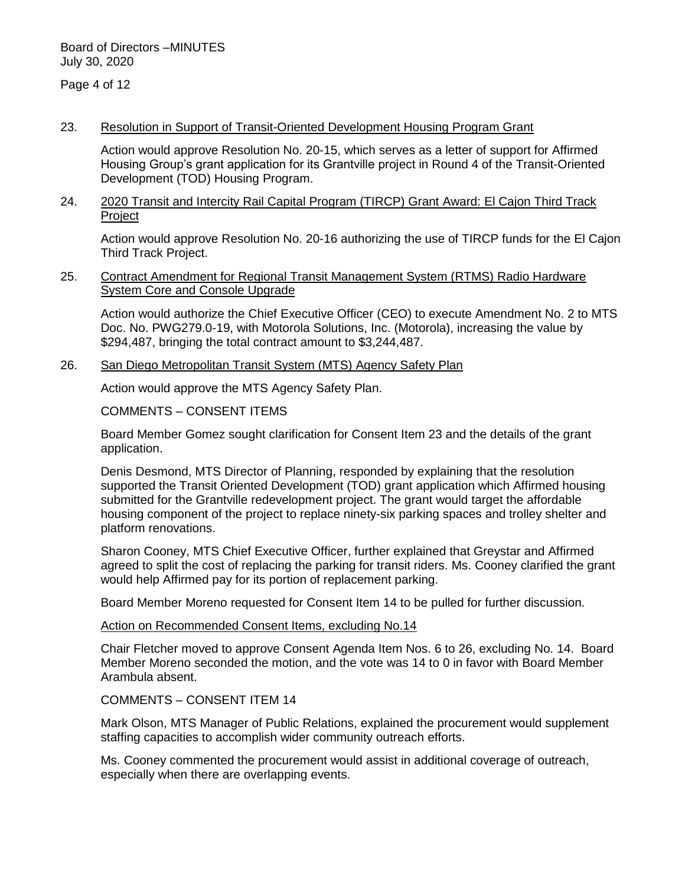23. Resolution in Support of Transit-Oriented Development Housing Program Grant

    Action would approve Resolution No. 20-15, which serves as a letter of support for Affirmed Housing Group's grant application for its Grantville project in Round 4 of the Transit-Oriented Development (TOD) Housing Program.

24. 2020 Transit and Intercity Rail Capital Program (TIRCP) Grant Award: El Cajon Third Track Project

    Action would approve Resolution No. 20-16 authorizing the use of TIRCP funds for the El Cajon Third Track Project.

25. Contract Amendment for Regional Transit Management System (RTMS) Radio Hardware System Core and Console Upgrade

    Action would authorize the Chief Executive Officer (CEO) to execute Amendment No. 2 to MTS Doc. No. PWG279.0-19, with Motorola Solutions, Inc. (Motorola), increasing the value by $294,487, bringing the total contract amount to $3,244,487.

26. San Diego Metropolitan Transit System (MTS) Agency Safety Plan

    Action would approve the MTS Agency Safety Plan.

COMMENTS – CONSENT ITEMS

Board Member Gomez sought clarification for Consent Item 23 and the details of the grant application.

Denis Desmond, MTS Director of Planning, responded by explaining that the resolution supported the Transit Oriented Development (TOD) grant application which Affirmed housing submitted for the Grantville redevelopment project. The grant would target the affordable housing component of the project to replace ninety-six parking spaces and trolley shelter and platform renovations.

Sharon Cooney, MTS Chief Executive Officer, further explained that Greystar and Affirmed agreed to split the cost of replacing the parking for transit riders. Ms. Cooney clarified the grant would help Affirmed pay for its portion of replacement parking.

Board Member Moreno requested for Consent Item 14 to be pulled for further discussion.

Action on Recommended Consent Items, excluding No.14

Chair Fletcher moved to approve Consent Agenda Item Nos. 6 to 26, excluding No. 14. Board Member Moreno seconded the motion, and the vote was 14 to 0 in favor with Board Member Arambula absent.

COMMENTS – CONSENT ITEM 14

Mark Olson, MTS Manager of Public Relations, explained the procurement would supplement staffing capacities to accomplish wider community outreach efforts.

Ms. Cooney commented the procurement would assist in additional coverage of outreach, especially when there are overlapping events.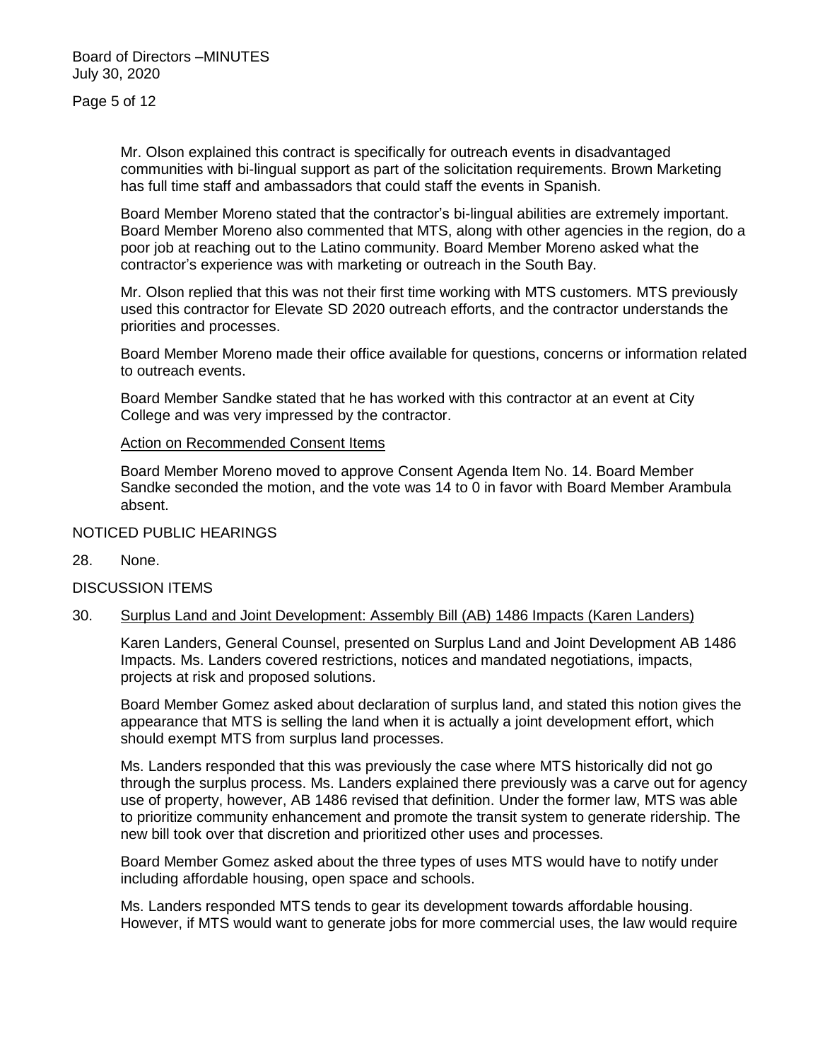Mr. Olson explained this contract is specifically for outreach events in disadvantaged communities with bi-lingual support as part of the solicitation requirements. Brown Marketing has full time staff and ambassadors that could staff the events in Spanish.

Board Member Moreno stated that the contractor's bi-lingual abilities are extremely important. Board Member Moreno also commented that MTS, along with other agencies in the region, do a poor job at reaching out to the Latino community. Board Member Moreno asked what the contractor's experience was with marketing or outreach in the South Bay.

Mr. Olson replied that this was not their first time working with MTS customers. MTS previously used this contractor for Elevate SD 2020 outreach efforts, and the contractor understands the priorities and processes.

Board Member Moreno made their office available for questions, concerns or information related to outreach events.

Board Member Sandke stated that he has worked with this contractor at an event at City College and was very impressed by the contractor.

Action on Recommended Consent Items

Board Member Moreno moved to approve Consent Agenda Item No. 14. Board Member Sandke seconded the motion, and the vote was 14 to 0 in favor with Board Member Arambula absent.

NOTICED PUBLIC HEARINGS

28. None.

DISCUSSION ITEMS

30. Surplus Land and Joint Development: Assembly Bill (AB) 1486 Impacts (Karen Landers)

Karen Landers, General Counsel, presented on Surplus Land and Joint Development AB 1486 Impacts. Ms. Landers covered restrictions, notices and mandated negotiations, impacts, projects at risk and proposed solutions.

Board Member Gomez asked about declaration of surplus land, and stated this notion gives the appearance that MTS is selling the land when it is actually a joint development effort, which should exempt MTS from surplus land processes.

Ms. Landers responded that this was previously the case where MTS historically did not go through the surplus process. Ms. Landers explained there previously was a carve out for agency use of property, however, AB 1486 revised that definition. Under the former law, MTS was able to prioritize community enhancement and promote the transit system to generate ridership. The new bill took over that discretion and prioritized other uses and processes.

Board Member Gomez asked about the three types of uses MTS would have to notify under including affordable housing, open space and schools.

Ms. Landers responded MTS tends to gear its development towards affordable housing. However, if MTS would want to generate jobs for more commercial uses, the law would require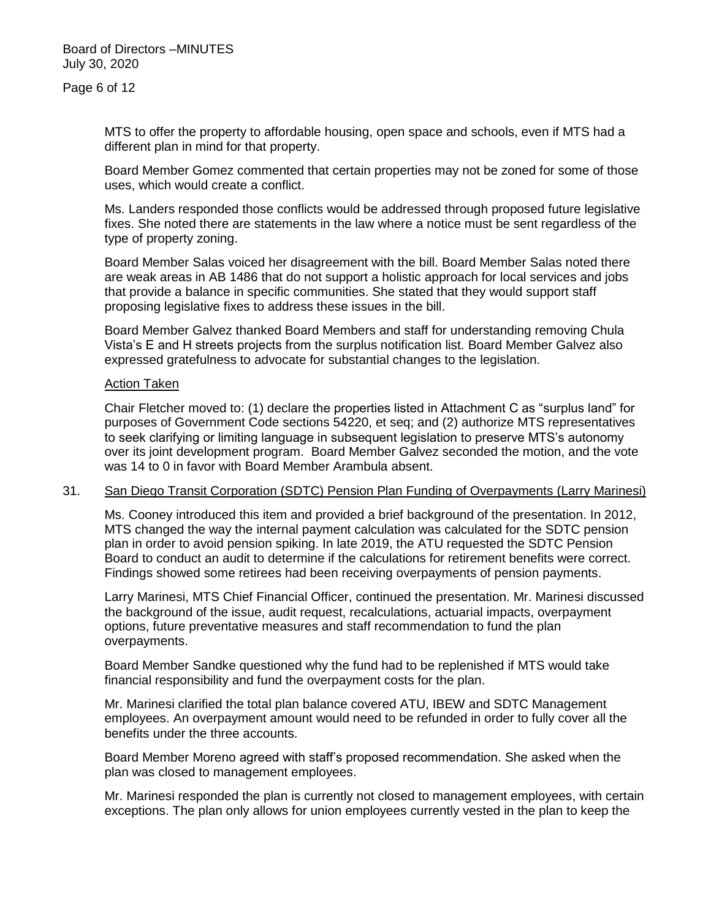MTS to offer the property to affordable housing, open space and schools, even if MTS had a different plan in mind for that property.

Board Member Gomez commented that certain properties may not be zoned for some of those uses, which would create a conflict.

Ms. Landers responded those conflicts would be addressed through proposed future legislative fixes. She noted there are statements in the law where a notice must be sent regardless of the type of property zoning.

Board Member Salas voiced her disagreement with the bill. Board Member Salas noted there are weak areas in AB 1486 that do not support a holistic approach for local services and jobs that provide a balance in specific communities. She stated that they would support staff proposing legislative fixes to address these issues in the bill.

Board Member Galvez thanked Board Members and staff for understanding removing Chula Vista's E and H streets projects from the surplus notification list. Board Member Galvez also expressed gratefulness to advocate for substantial changes to the legislation.

Action Taken

Chair Fletcher moved to: (1) declare the properties listed in Attachment C as "surplus land" for purposes of Government Code sections 54220, et seq; and (2) authorize MTS representatives to seek clarifying or limiting language in subsequent legislation to preserve MTS's autonomy over its joint development program. Board Member Galvez seconded the motion, and the vote was 14 to 0 in favor with Board Member Arambula absent.

31. San Diego Transit Corporation (SDTC) Pension Plan Funding of Overpayments (Larry Marinesi)

Ms. Cooney introduced this item and provided a brief background of the presentation. In 2012, MTS changed the way the internal payment calculation was calculated for the SDTC pension plan in order to avoid pension spiking. In late 2019, the ATU requested the SDTC Pension Board to conduct an audit to determine if the calculations for retirement benefits were correct. Findings showed some retirees had been receiving overpayments of pension payments.

Larry Marinesi, MTS Chief Financial Officer, continued the presentation. Mr. Marinesi discussed the background of the issue, audit request, recalculations, actuarial impacts, overpayment options, future preventative measures and staff recommendation to fund the plan overpayments.

Board Member Sandke questioned why the fund had to be replenished if MTS would take financial responsibility and fund the overpayment costs for the plan.

Mr. Marinesi clarified the total plan balance covered ATU, IBEW and SDTC Management employees. An overpayment amount would need to be refunded in order to fully cover all the benefits under the three accounts.

Board Member Moreno agreed with staff's proposed recommendation. She asked when the plan was closed to management employees.

Mr. Marinesi responded the plan is currently not closed to management employees, with certain exceptions. The plan only allows for union employees currently vested in the plan to keep the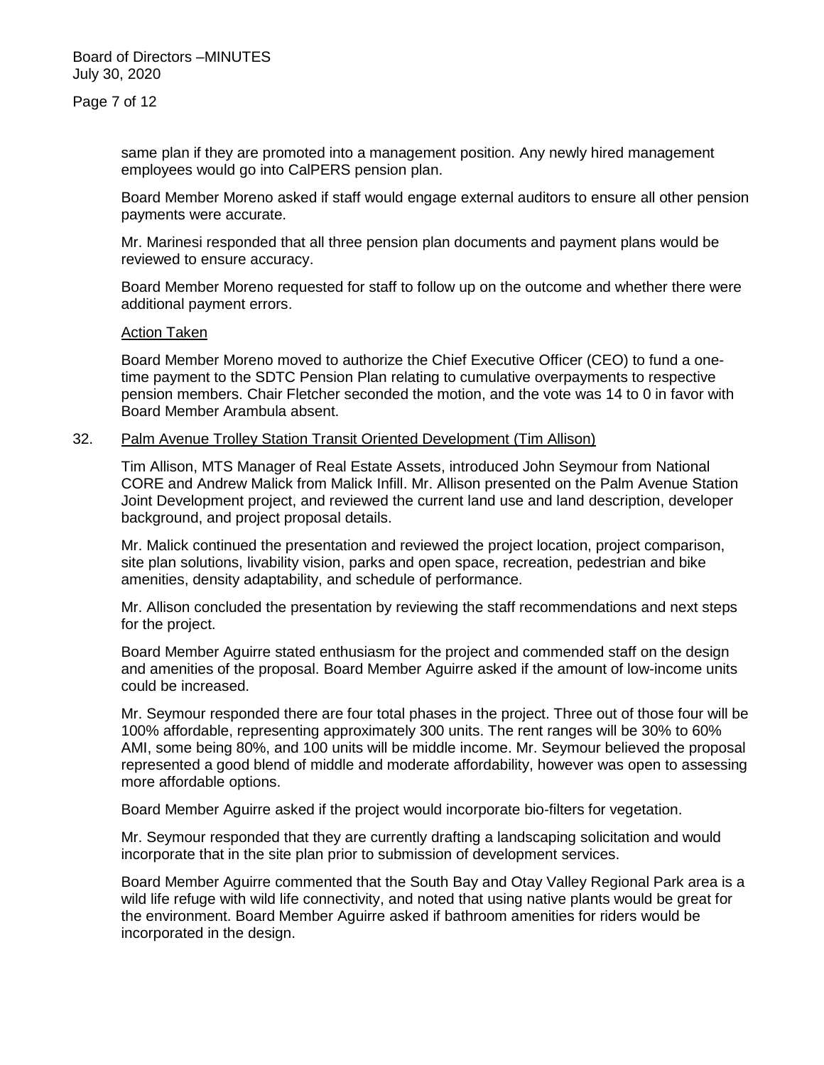same plan if they are promoted into a management position. Any newly hired management employees would go into CalPERS pension plan.

Board Member Moreno asked if staff would engage external auditors to ensure all other pension payments were accurate.

Mr. Marinesi responded that all three pension plan documents and payment plans would be reviewed to ensure accuracy.

Board Member Moreno requested for staff to follow up on the outcome and whether there were additional payment errors.

Action Taken

Board Member Moreno moved to authorize the Chief Executive Officer (CEO) to fund a one-time payment to the SDTC Pension Plan relating to cumulative overpayments to respective pension members. Chair Fletcher seconded the motion, and the vote was 14 to 0 in favor with Board Member Arambula absent.

32. Palm Avenue Trolley Station Transit Oriented Development (Tim Allison)

Tim Allison, MTS Manager of Real Estate Assets, introduced John Seymour from National CORE and Andrew Malick from Malick Infill. Mr. Allison presented on the Palm Avenue Station Joint Development project, and reviewed the current land use and land description, developer background, and project proposal details.

Mr. Malick continued the presentation and reviewed the project location, project comparison, site plan solutions, livability vision, parks and open space, recreation, pedestrian and bike amenities, density adaptability, and schedule of performance.

Mr. Allison concluded the presentation by reviewing the staff recommendations and next steps for the project.

Board Member Aguirre stated enthusiasm for the project and commended staff on the design and amenities of the proposal. Board Member Aguirre asked if the amount of low-income units could be increased.

Mr. Seymour responded there are four total phases in the project. Three out of those four will be 100% affordable, representing approximately 300 units. The rent ranges will be 30% to 60% AMI, some being 80%, and 100 units will be middle income. Mr. Seymour believed the proposal represented a good blend of middle and moderate affordability, however was open to assessing more affordable options.

Board Member Aguirre asked if the project would incorporate bio-filters for vegetation.

Mr. Seymour responded that they are currently drafting a landscaping solicitation and would incorporate that in the site plan prior to submission of development services.

Board Member Aguirre commented that the South Bay and Otay Valley Regional Park area is a wild life refuge with wild life connectivity, and noted that using native plants would be great for the environment. Board Member Aguirre asked if bathroom amenities for riders would be incorporated in the design.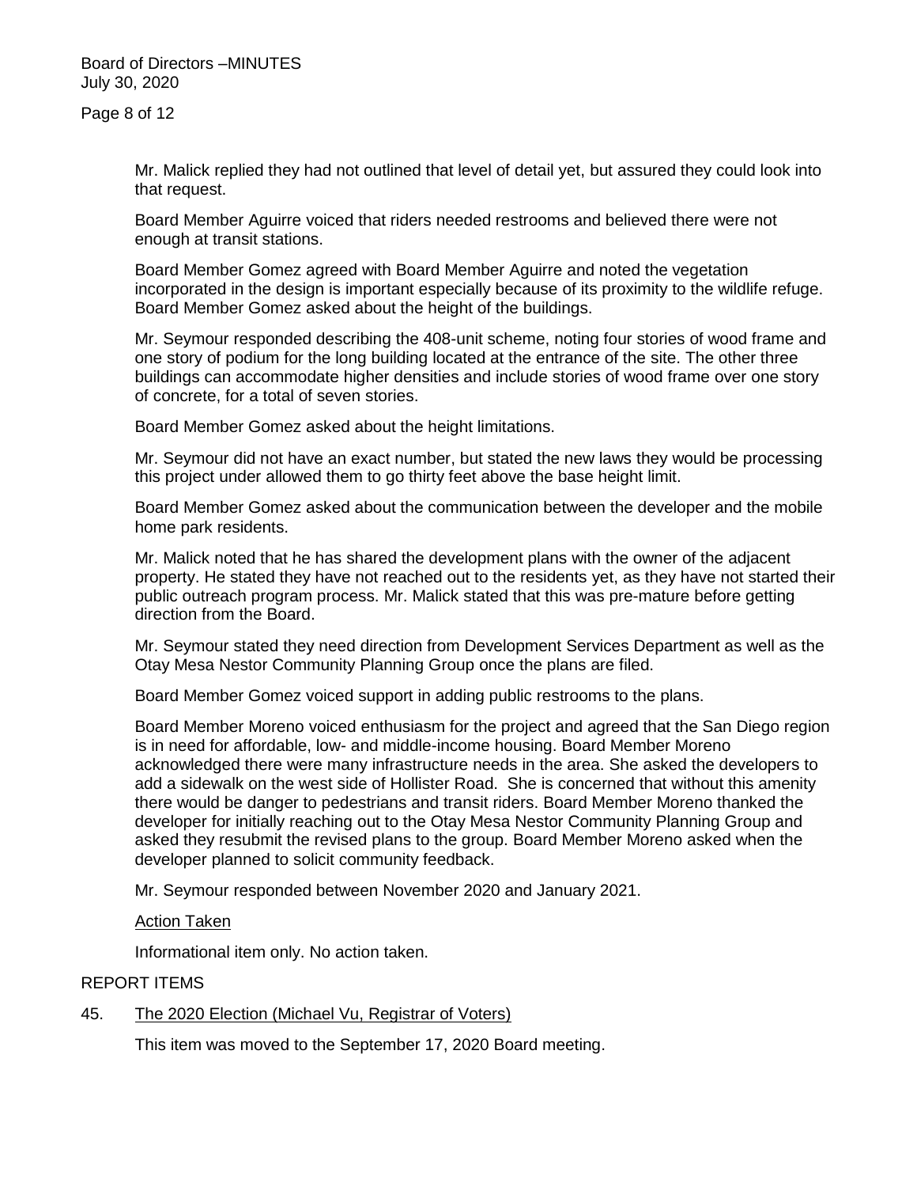Mr. Malick replied they had not outlined that level of detail yet, but assured they could look into that request.

Board Member Aguirre voiced that riders needed restrooms and believed there were not enough at transit stations.

Board Member Gomez agreed with Board Member Aguirre and noted the vegetation incorporated in the design is important especially because of its proximity to the wildlife refuge. Board Member Gomez asked about the height of the buildings.

Mr. Seymour responded describing the 408-unit scheme, noting four stories of wood frame and one story of podium for the long building located at the entrance of the site. The other three buildings can accommodate higher densities and include stories of wood frame over one story of concrete, for a total of seven stories.

Board Member Gomez asked about the height limitations.

Mr. Seymour did not have an exact number, but stated the new laws they would be processing this project under allowed them to go thirty feet above the base height limit.

Board Member Gomez asked about the communication between the developer and the mobile home park residents.

Mr. Malick noted that he has shared the development plans with the owner of the adjacent property. He stated they have not reached out to the residents yet, as they have not started their public outreach program process. Mr. Malick stated that this was pre-mature before getting direction from the Board.

Mr. Seymour stated they need direction from Development Services Department as well as the Otay Mesa Nestor Community Planning Group once the plans are filed.

Board Member Gomez voiced support in adding public restrooms to the plans.

Board Member Moreno voiced enthusiasm for the project and agreed that the San Diego region is in need for affordable, low- and middle-income housing. Board Member Moreno acknowledged there were many infrastructure needs in the area. She asked the developers to add a sidewalk on the west side of Hollister Road. She is concerned that without this amenity there would be danger to pedestrians and transit riders. Board Member Moreno thanked the developer for initially reaching out to the Otay Mesa Nestor Community Planning Group and asked they resubmit the revised plans to the group. Board Member Moreno asked when the developer planned to solicit community feedback.

Mr. Seymour responded between November 2020 and January 2021.

Action Taken

Informational item only. No action taken.

REPORT ITEMS

45. The 2020 Election (Michael Vu, Registrar of Voters)

This item was moved to the September 17, 2020 Board meeting.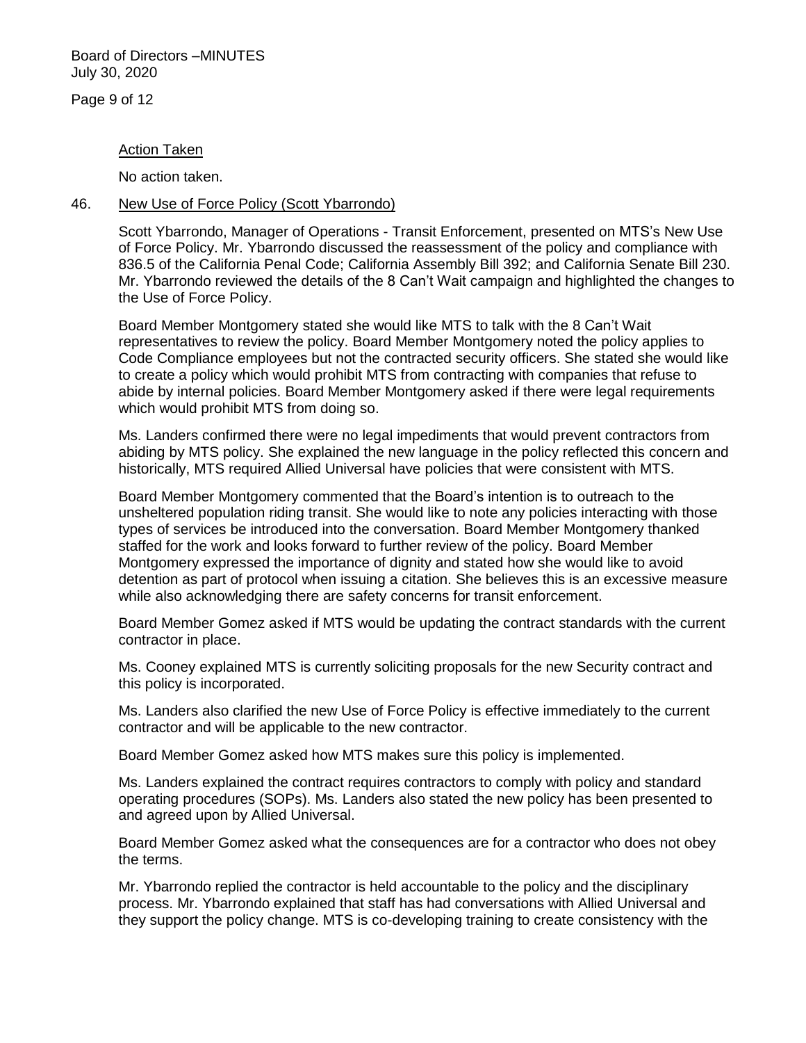Action Taken

No action taken.

46. New Use of Force Policy (Scott Ybarrondo)

Scott Ybarrondo, Manager of Operations - Transit Enforcement, presented on MTS's New Use of Force Policy. Mr. Ybarrondo discussed the reassessment of the policy and compliance with 836.5 of the California Penal Code; California Assembly Bill 392; and California Senate Bill 230. Mr. Ybarrondo reviewed the details of the 8 Can't Wait campaign and highlighted the changes to the Use of Force Policy.

Board Member Montgomery stated she would like MTS to talk with the 8 Can't Wait representatives to review the policy. Board Member Montgomery noted the policy applies to Code Compliance employees but not the contracted security officers. She stated she would like to create a policy which would prohibit MTS from contracting with companies that refuse to abide by internal policies. Board Member Montgomery asked if there were legal requirements which would prohibit MTS from doing so.

Ms. Landers confirmed there were no legal impediments that would prevent contractors from abiding by MTS policy. She explained the new language in the policy reflected this concern and historically, MTS required Allied Universal have policies that were consistent with MTS.

Board Member Montgomery commented that the Board's intention is to outreach to the unsheltered population riding transit. She would like to note any policies interacting with those types of services be introduced into the conversation. Board Member Montgomery thanked staffed for the work and looks forward to further review of the policy. Board Member Montgomery expressed the importance of dignity and stated how she would like to avoid detention as part of protocol when issuing a citation. She believes this is an excessive measure while also acknowledging there are safety concerns for transit enforcement.

Board Member Gomez asked if MTS would be updating the contract standards with the current contractor in place.

Ms. Cooney explained MTS is currently soliciting proposals for the new Security contract and this policy is incorporated.

Ms. Landers also clarified the new Use of Force Policy is effective immediately to the current contractor and will be applicable to the new contractor.

Board Member Gomez asked how MTS makes sure this policy is implemented.

Ms. Landers explained the contract requires contractors to comply with policy and standard operating procedures (SOPs). Ms. Landers also stated the new policy has been presented to and agreed upon by Allied Universal.

Board Member Gomez asked what the consequences are for a contractor who does not obey the terms.

Mr. Ybarrondo replied the contractor is held accountable to the policy and the disciplinary process. Mr. Ybarrondo explained that staff has had conversations with Allied Universal and they support the policy change. MTS is co-developing training to create consistency with the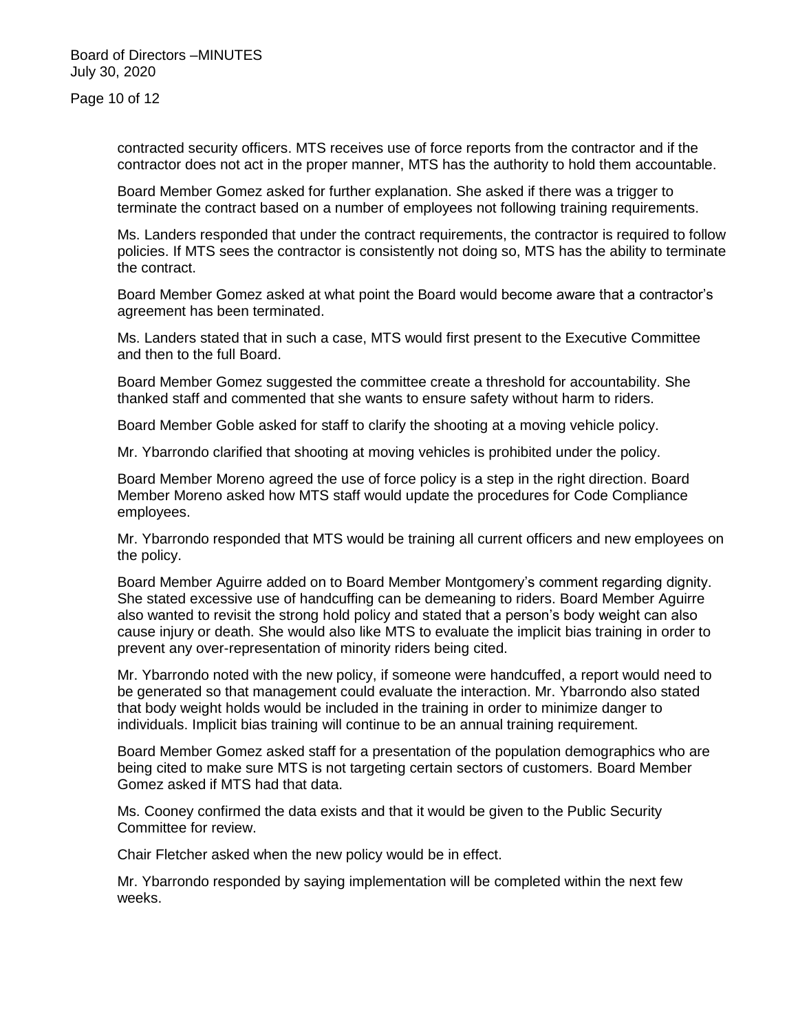contracted security officers. MTS receives use of force reports from the contractor and if the contractor does not act in the proper manner, MTS has the authority to hold them accountable.

Board Member Gomez asked for further explanation. She asked if there was a trigger to terminate the contract based on a number of employees not following training requirements.

Ms. Landers responded that under the contract requirements, the contractor is required to follow policies. If MTS sees the contractor is consistently not doing so, MTS has the ability to terminate the contract.

Board Member Gomez asked at what point the Board would become aware that a contractor's agreement has been terminated.

Ms. Landers stated that in such a case, MTS would first present to the Executive Committee and then to the full Board.

Board Member Gomez suggested the committee create a threshold for accountability. She thanked staff and commented that she wants to ensure safety without harm to riders.

Board Member Goble asked for staff to clarify the shooting at a moving vehicle policy.

Mr. Ybarrondo clarified that shooting at moving vehicles is prohibited under the policy.

Board Member Moreno agreed the use of force policy is a step in the right direction. Board Member Moreno asked how MTS staff would update the procedures for Code Compliance employees.

Mr. Ybarrondo responded that MTS would be training all current officers and new employees on the policy.

Board Member Aguirre added on to Board Member Montgomery's comment regarding dignity. She stated excessive use of handcuffing can be demeaning to riders. Board Member Aguirre also wanted to revisit the strong hold policy and stated that a person's body weight can also cause injury or death. She would also like MTS to evaluate the implicit bias training in order to prevent any over-representation of minority riders being cited.

Mr. Ybarrondo noted with the new policy, if someone were handcuffed, a report would need to be generated so that management could evaluate the interaction. Mr. Ybarrondo also stated that body weight holds would be included in the training in order to minimize danger to individuals. Implicit bias training will continue to be an annual training requirement.

Board Member Gomez asked staff for a presentation of the population demographics who are being cited to make sure MTS is not targeting certain sectors of customers. Board Member Gomez asked if MTS had that data.

Ms. Cooney confirmed the data exists and that it would be given to the Public Security Committee for review.

Chair Fletcher asked when the new policy would be in effect.

Mr. Ybarrondo responded by saying implementation will be completed within the next few weeks.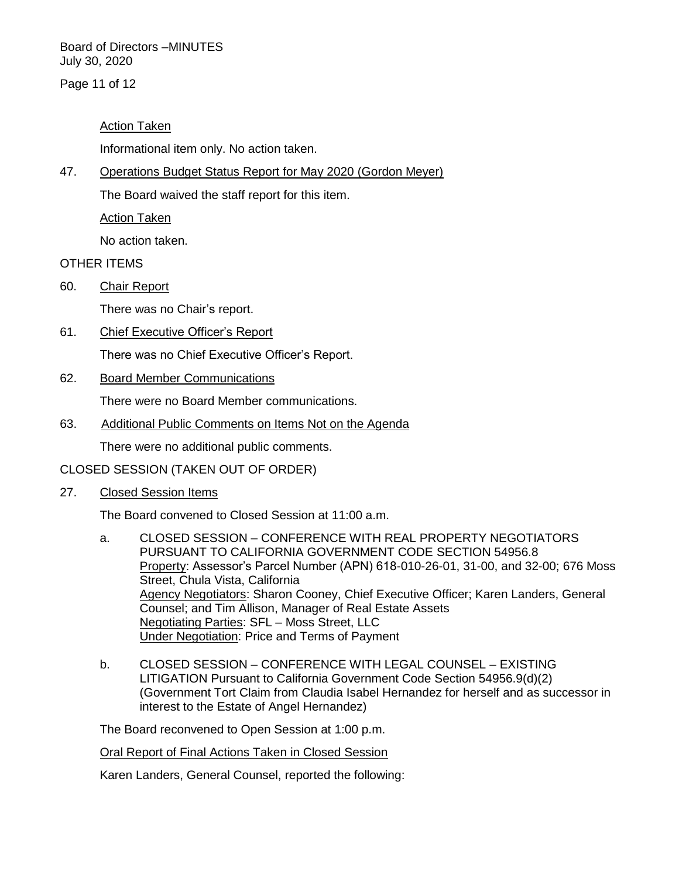Action Taken

Informational item only. No action taken.

47. Operations Budget Status Report for May 2020 (Gordon Meyer)

The Board waived the staff report for this item.

Action Taken

No action taken.

OTHER ITEMS

60. Chair Report

There was no Chair's report.

61. Chief Executive Officer's Report

There was no Chief Executive Officer's Report.

62. Board Member Communications

There were no Board Member communications.

63. Additional Public Comments on Items Not on the Agenda

There were no additional public comments.

CLOSED SESSION (TAKEN OUT OF ORDER)

27. Closed Session Items

The Board convened to Closed Session at 11:00 a.m.

a. CLOSED SESSION – CONFERENCE WITH REAL PROPERTY NEGOTIATORS PURSUANT TO CALIFORNIA GOVERNMENT CODE SECTION 54956.8
Property: Assessor's Parcel Number (APN) 618-010-26-01, 31-00, and 32-00; 676 Moss Street, Chula Vista, California
Agency Negotiators: Sharon Cooney, Chief Executive Officer; Karen Landers, General Counsel; and Tim Allison, Manager of Real Estate Assets
Negotiating Parties: SFL – Moss Street, LLC
Under Negotiation: Price and Terms of Payment

b. CLOSED SESSION – CONFERENCE WITH LEGAL COUNSEL – EXISTING LITIGATION Pursuant to California Government Code Section 54956.9(d)(2) (Government Tort Claim from Claudia Isabel Hernandez for herself and as successor in interest to the Estate of Angel Hernandez)

The Board reconvened to Open Session at 1:00 p.m.

Oral Report of Final Actions Taken in Closed Session

Karen Landers, General Counsel, reported the following: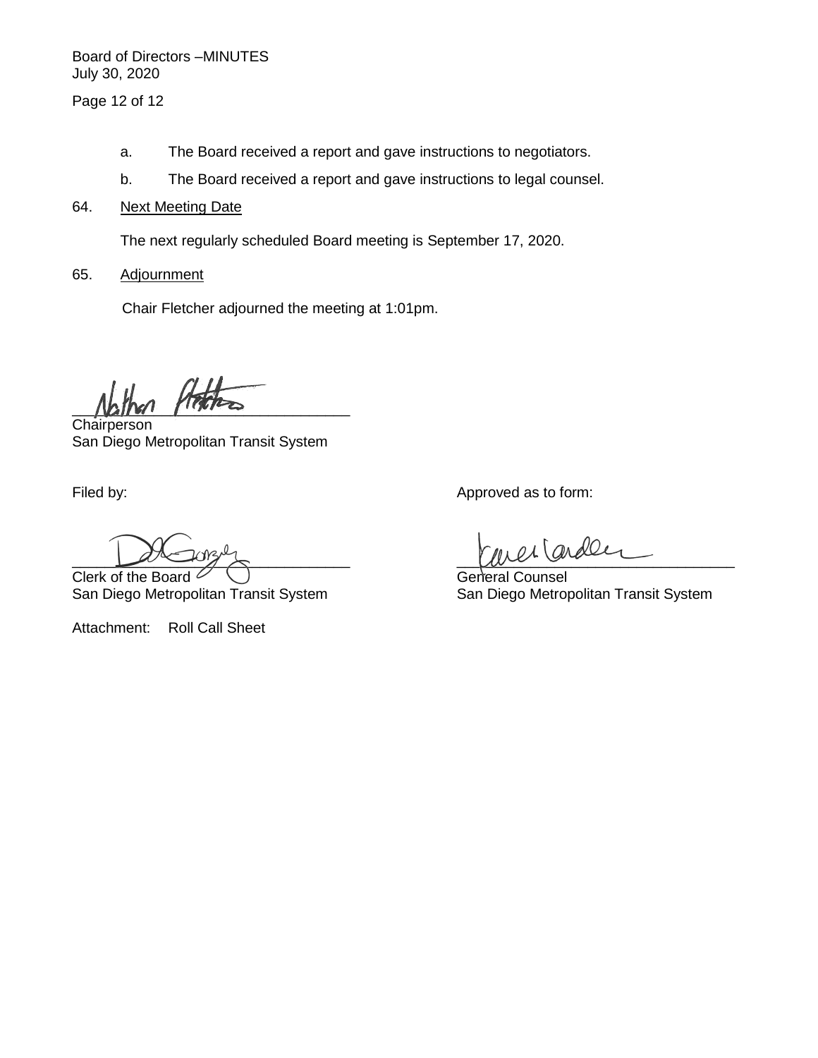a. The Board received a report and gave instructions to negotiators.

b. The Board received a report and gave instructions to legal counsel.

64. Next Meeting Date

The next regularly scheduled Board meeting is September 17, 2020.

65. Adjournment

Chair Fletcher adjourned the meeting at 1:01pm.

\_\_\_\_\_\_\_\_\_\_\_\_\_\_\_\_\_\_\_\_\_\_\_\_\_\_\_\_\_\_\_\_
Chairperson
San Diego Metropolitan Transit System

Filed by:

\_\_\_\_\_\_\_\_\_\_\_\_\_\_\_\_\_\_\_\_\_\_\_\_\_\_\_\_\_\_\_\_
Clerk of the Board
San Diego Metropolitan Transit System

Approved as to form:

\_\_\_\_\_\_\_\_\_\_\_\_\_\_\_\_\_\_\_\_\_\_\_\_\_\_\_\_\_\_\_\_
General Counsel
San Diego Metropolitan Transit System

Attachment: Roll Call Sheet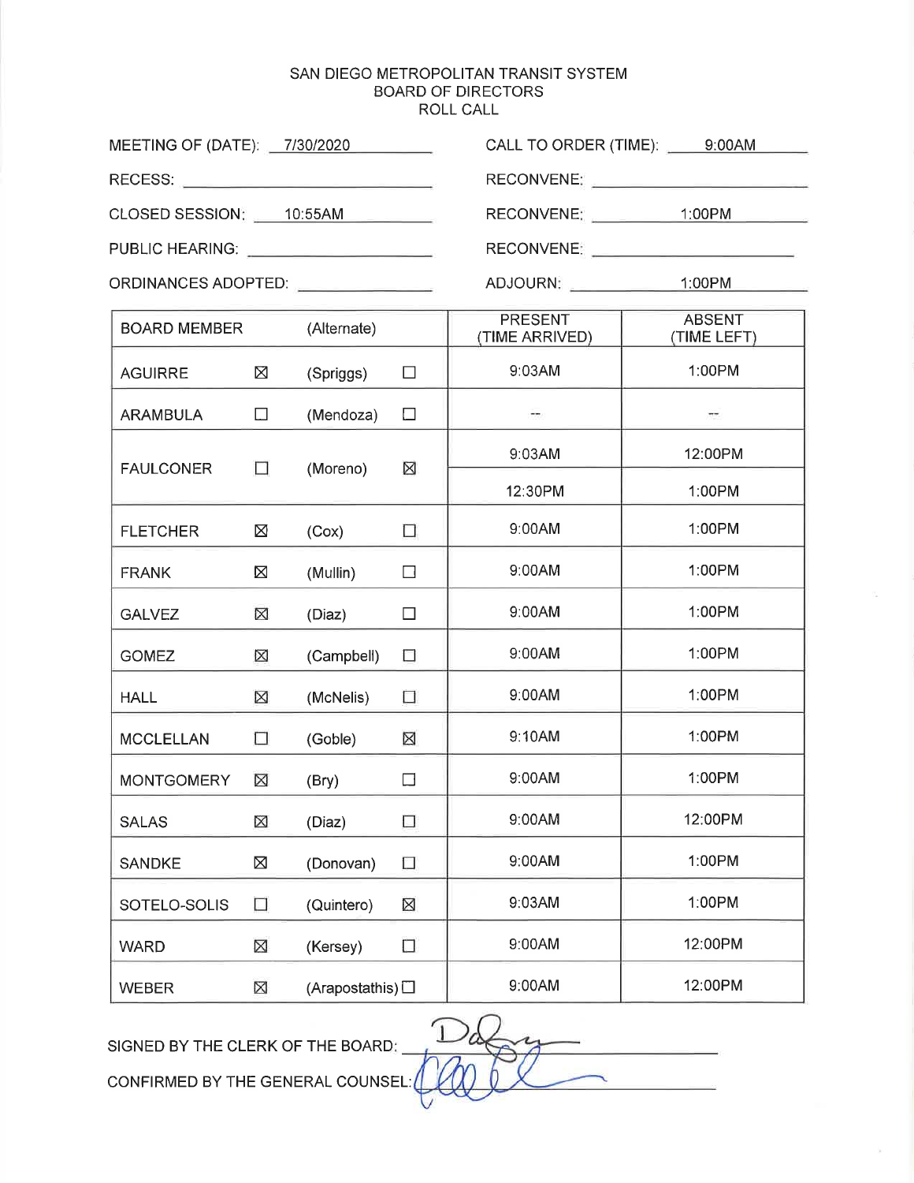SAN DIEGO METROPOLITAN TRANSIT SYSTEM
BOARD OF DIRECTORS
ROLL CALL

MEETING OF (DATE): 7/30/2020

CALL TO ORDER (TIME): 9:00AM

RECESS: 

RECONVENE: 

CLOSED SESSION: 10:55AM

RECONVENE: 1:00PM

PUBLIC HEARING: 

RECONVENE: 

ORDINANCES ADOPTED: 

ADJOURN: 1:00PM

| BOARD MEMBER | | (Alternate) | | PRESENT (TIME ARRIVED) | ABSENT (TIME LEFT) |
|---|---|---|---|---|---|
| AGUIRRE | ☒ | (Spriggs) | ☐ | 9:03AM | 1:00PM |
| ARAMBULA | ☐ | (Mendoza) | ☐ | -- | -- |
| FAULCONER | ☐ | (Moreno) | ☒ | 9:03AM | 12:00PM |
| | | | | 12:30PM | 1:00PM |
| FLETCHER | ☒ | (Cox) | ☐ | 9:00AM | 1:00PM |
| FRANK | ☒ | (Mullin) | ☐ | 9:00AM | 1:00PM |
| GALVEZ | ☒ | (Diaz) | ☐ | 9:00AM | 1:00PM |
| GOMEZ | ☒ | (Campbell) | ☐ | 9:00AM | 1:00PM |
| HALL | ☒ | (McNelis) | ☐ | 9:00AM | 1:00PM |
| MCCLELLAN | ☐ | (Goble) | ☒ | 9:10AM | 1:00PM |
| MONTGOMERY | ☒ | (Bry) | ☐ | 9:00AM | 1:00PM |
| SALAS | ☒ | (Diaz) | ☐ | 9:00AM | 12:00PM |
| SANDKE | ☒ | (Donovan) | ☐ | 9:00AM | 1:00PM |
| SOTELO-SOLIS | ☐ | (Quintero) | ☒ | 9:03AM | 1:00PM |
| WARD | ☒ | (Kersey) | ☐ | 9:00AM | 12:00PM |
| WEBER | ☒ | (Arapostathis) | ☐ | 9:00AM | 12:00PM |

SIGNED BY THE CLERK OF THE BOARD: [signature]

CONFIRMED BY THE GENERAL COUNSEL: [signature]